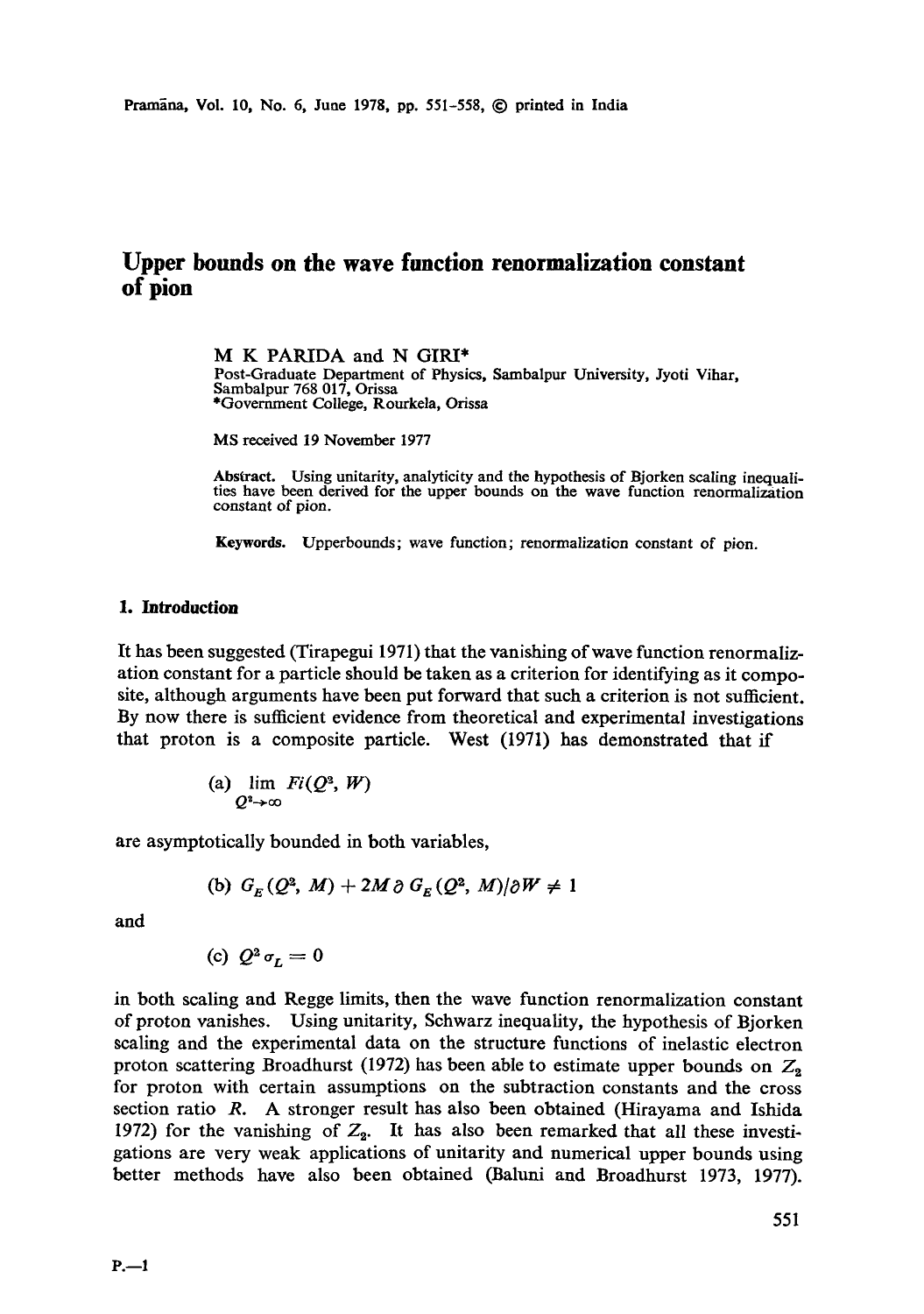# Upper bounds on the wave function renormalization constant of pion

M K PARIDA and N GIRI*

Post-Graduate Department of Physics, Sambalpur University, Jyoti Vihar, Sambalpur 768 017, Orissa

*Government College, Rourkela, Orissa

MS received 19 November 1977

**Abstract.** Using unitarity, analyticity and the hypothesis of Bjorken scaling inequalities have been derived for the upper bounds on the wave function renormalization constant of pion.

**Keywords.** Upperbounds; wave function; renormalization constant of pion.

## 1. Introduction

It has been suggested (Tirapegui 1971) that the vanishing of wave function renormalization constant for a particle should be taken as a criterion for identifying as it composite, although arguments have been put forward that such a criterion is not sufficient. By now there is sufficient evidence from theoretical and experimental investigations that proton is a composite particle. West (1971) has demonstrated that if

(a) $\lim_{Q^2 \to \infty} Fi(Q^2, W)$

are asymptotically bounded in both variables,

(b) $G_E(Q^2, M) + 2M \partial G_E(Q^2, M)/\partial W \neq 1$

and

(c) $Q^2 \sigma_L = 0$

in both scaling and Regge limits, then the wave function renormalization constant of proton vanishes. Using unitarity, Schwarz inequality, the hypothesis of Bjorken scaling and the experimental data on the structure functions of inelastic electron proton scattering Broadhurst (1972) has been able to estimate upper bounds on $Z_2$ for proton with certain assumptions on the subtraction constants and the cross section ratio $R$. A stronger result has also been obtained (Hirayama and Ishida 1972) for the vanishing of $Z_2$. It has also been remarked that all these investigations are very weak applications of unitarity and numerical upper bounds using better methods have also been obtained (Baluni and Broadhurst 1973, 1977).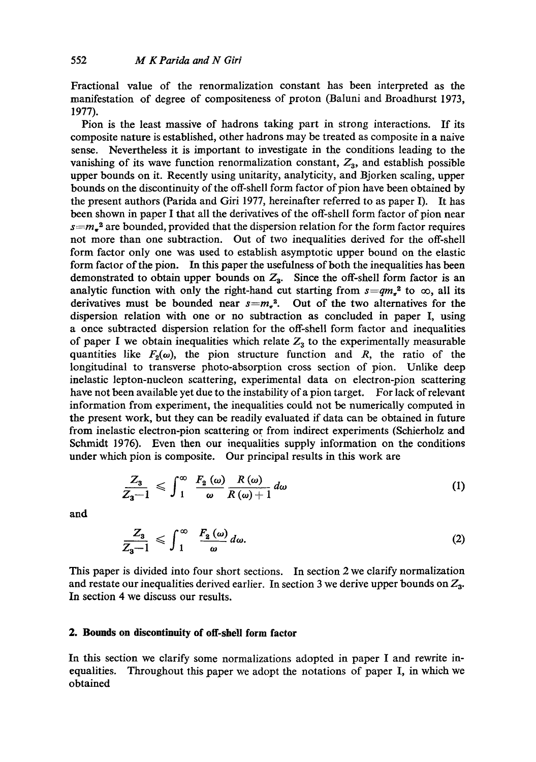Fractional value of the renormalization constant has been interpreted as the manifestation of degree of compositeness of proton (Baluni and Broadhurst 1973, 1977).

Pion is the least massive of hadrons taking part in strong interactions. If its composite nature is established, other hadrons may be treated as composite in a naive sense. Nevertheless it is important to investigate in the conditions leading to the vanishing of its wave function renormalization constant, $Z_3$, and establish possible upper bounds on it. Recently using unitarity, analyticity, and Bjorken scaling, upper bounds on the discontinuity of the off-shell form factor of pion have been obtained by the present authors (Parida and Giri 1977, hereinafter referred to as paper I). It has been shown in paper I that all the derivatives of the off-shell form factor of pion near $s=m_\pi^2$ are bounded, provided that the dispersion relation for the form factor requires not more than one subtraction. Out of two inequalities derived for the off-shell form factor only one was used to establish asymptotic upper bound on the elastic form factor of the pion. In this paper the usefulness of both the inequalities has been demonstrated to obtain upper bounds on $Z_3$. Since the off-shell form factor is an analytic function with only the right-hand cut starting from $s=qm_\pi^2$ to $\infty$, all its derivatives must be bounded near $s=m_\pi^2$. Out of the two alternatives for the dispersion relation with one or no subtraction as concluded in paper I, using a once subtracted dispersion relation for the off-shell form factor and inequalities of paper I we obtain inequalities which relate $Z_3$ to the experimentally measurable quantities like $F_2(\omega)$, the pion structure function and $R$, the ratio of the longitudinal to transverse photo-absorption cross section of pion. Unlike deep inelastic lepton-nucleon scattering, experimental data on electron-pion scattering have not been available yet due to the instability of a pion target. For lack of relevant information from experiment, the inequalities could not be numerically computed in the present work, but they can be readily evaluated if data can be obtained in future from inelastic electron-pion scattering or from indirect experiments (Schierholz and Schmidt 1976). Even then our inequalities supply information on the conditions under which pion is composite. Our principal results in this work are

$$\frac{Z_3}{Z_3-1} \leqslant \int_1^\infty \frac{F_2(\omega)}{\omega} \frac{R(\omega)}{R(\omega)+1} d\omega \tag{1}$$

and

$$\frac{Z_3}{Z_3-1} \leqslant \int_1^\infty \frac{F_2(\omega)}{\omega} d\omega. \tag{2}$$

This paper is divided into four short sections. In section 2 we clarify normalization and restate our inequalities derived earlier. In section 3 we derive upper bounds on $Z_3$. In section 4 we discuss our results.

## 2. Bounds on discontinuity of off-shell form factor

In this section we clarify some normalizations adopted in paper I and rewrite inequalities. Throughout this paper we adopt the notations of paper I, in which we obtained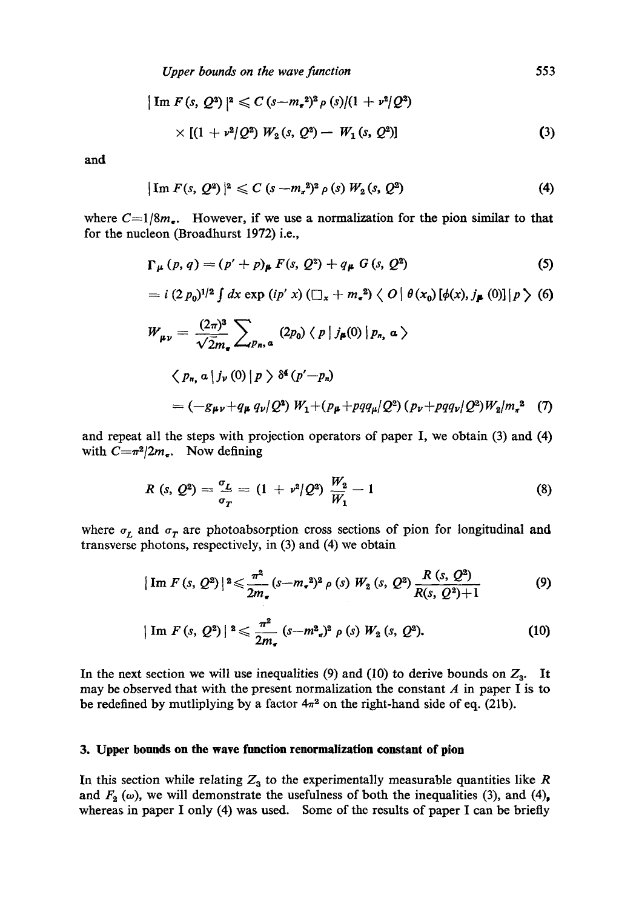$$|\text{Im}\, F(s, Q^2)|^2 \leqslant C\,(s-m_\pi^2)^2 \rho(s)/(1+\nu^2/Q^2)$$

$$\times\, [(1+\nu^2/Q^2)\, W_2(s, Q^2) - W_1(s, Q^2)] \tag{3}$$

and

$$|\text{Im}\, F(s, Q^2)|^2 \leqslant C\,(s-m_\pi^2)^2 \rho(s)\, W_2(s, Q^2) \tag{4}$$

where $C=1/8m_\pi$. However, if we use a normalization for the pion similar to that for the nucleon (Broadhurst 1972) i.e.,

$$\Gamma_\mu(p, q) = (p'+p)_\mu F(s, Q^2) + q_\mu G(s, Q^2) \tag{5}$$

$$= i\,(2p_0)^{1/2} \int dx \exp(ip'x)\,(\Box_x + m_\pi^2) \langle O|\, \theta(x_0)\, [\phi(x), j_\mu(0)]\, |p\rangle \tag{6}$$

$$W_{\mu\nu} = \frac{(2\pi)^3}{\sqrt{2}m_\pi} \sum_{p_n, \alpha} (2p_0) \langle p\,|\, j_\mu(0)\,|\, p_n, \alpha\rangle$$

$$\langle p_n, \alpha\,|\, j_\nu(0)\,|\, p\rangle\, \delta^4(p'-p_n)$$

$$= (-g_{\mu\nu} + q_\mu q_\nu/Q^2)\, W_1 + (p_\mu + pq q_\mu/Q^2)(p_\nu + pq q_\nu/Q^2)\, W_2/m_\pi^2 \tag{7}$$

and repeat all the steps with projection operators of paper I, we obtain (3) and (4) with $C=\pi^2/2m_\pi$. Now defining

$$R(s, Q^2) = \frac{\sigma_L}{\sigma_T} = (1+\nu^2/Q^2)\, \frac{W_2}{W_1} - 1 \tag{8}$$

where $\sigma_L$ and $\sigma_T$ are photoabsorption cross sections of pion for longitudinal and transverse photons, respectively, in (3) and (4) we obtain

$$|\text{Im}\, F(s, Q^2)|^2 \leqslant \frac{\pi^2}{2m_\pi}(s-m_\pi^2)^2 \rho(s)\, W_2(s, Q^2)\, \frac{R(s, Q^2)}{R(s, Q^2)+1} \tag{9}$$

$$|\text{Im}\, F(s, Q^2)|^2 \leqslant \frac{\pi^2}{2m_\pi}(s-m_\pi^2)^2 \rho(s)\, W_2(s, Q^2). \tag{10}$$

In the next section we will use inequalities (9) and (10) to derive bounds on $Z_3$. It may be observed that with the present normalization the constant $A$ in paper I is to be redefined by mutliplying by a factor $4\pi^2$ on the right-hand side of eq. (21b).

## 3. Upper bounds on the wave function renormalization constant of pion

In this section while relating $Z_3$ to the experimentally measurable quantities like $R$ and $F_2(\omega)$, we will demonstrate the usefulness of both the inequalities (3), and (4), whereas in paper I only (4) was used. Some of the results of paper I can be briefly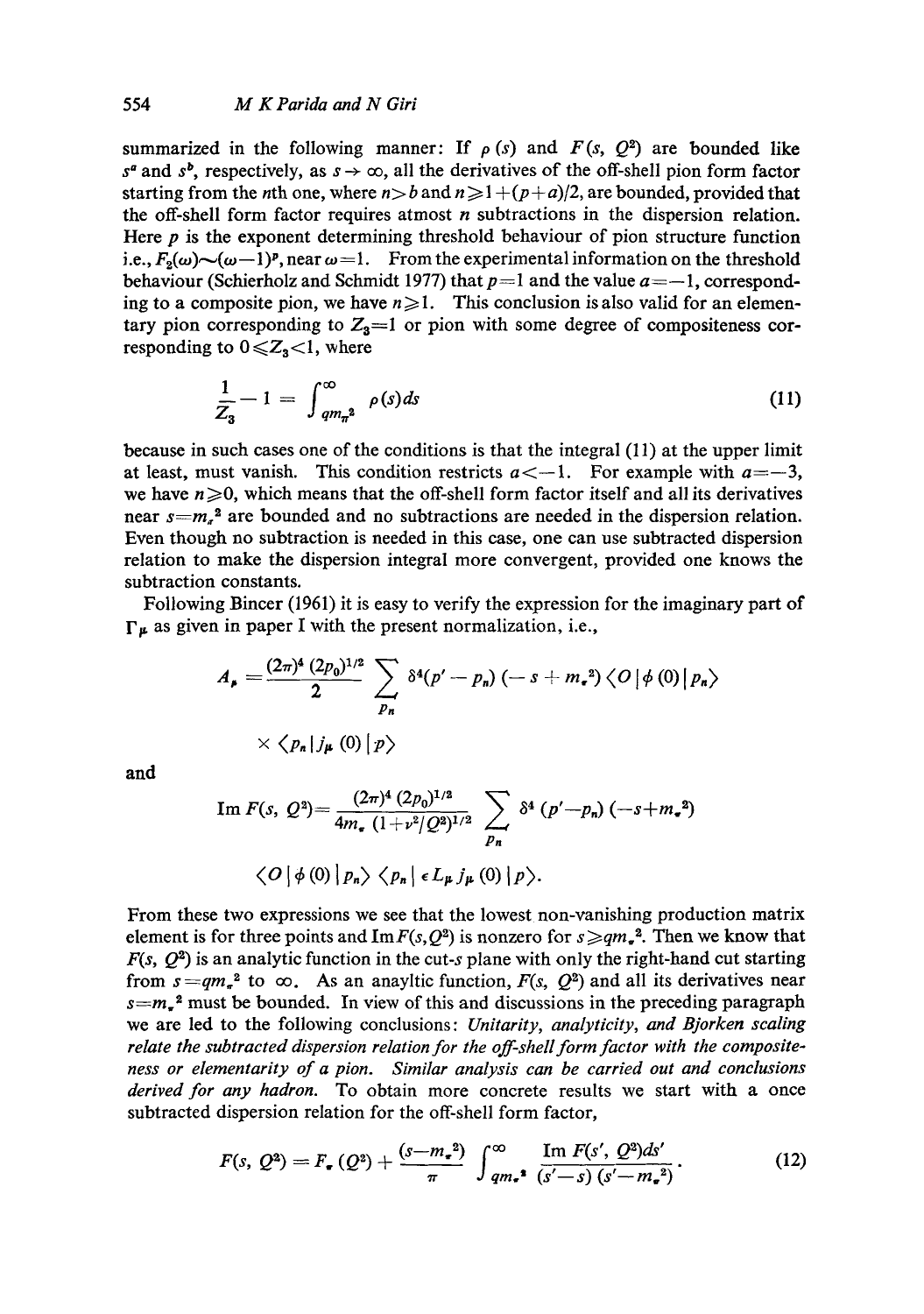summarized in the following manner: If $\rho(s)$ and $F(s, Q^2)$ are bounded like $s^a$ and $s^b$, respectively, as $s \to \infty$, all the derivatives of the off-shell pion form factor starting from the $n$th one, where $n > b$ and $n \geqslant 1 + (p+a)/2$, are bounded, provided that the off-shell form factor requires atmost $n$ subtractions in the dispersion relation. Here $p$ is the exponent determining threshold behaviour of pion structure function i.e., $F_2(\omega) \sim (\omega - 1)^p$, near $\omega = 1$. From the experimental information on the threshold behaviour (Schierholz and Schmidt 1977) that $p = 1$ and the value $a = -1$, corresponding to a composite pion, we have $n \geqslant 1$. This conclusion is also valid for an elementary pion corresponding to $Z_3 = 1$ or pion with some degree of compositeness corresponding to $0 \leqslant Z_3 < 1$, where

$$\frac{1}{Z_3} - 1 = \int_{qm_\pi^2}^{\infty} \rho(s) ds \tag{11}$$

because in such cases one of the conditions is that the integral (11) at the upper limit at least, must vanish. This condition restricts $a < -1$. For example with $a = -3$, we have $n \geqslant 0$, which means that the off-shell form factor itself and all its derivatives near $s = m_\pi^2$ are bounded and no subtractions are needed in the dispersion relation. Even though no subtraction is needed in this case, one can use subtracted dispersion relation to make the dispersion integral more convergent, provided one knows the subtraction constants.

Following Bincer (1961) it is easy to verify the expression for the imaginary part of $\Gamma_\mu$ as given in paper I with the present normalization, i.e.,

$$A_\mu = \frac{(2\pi)^4 (2p_0)^{1/2}}{2} \sum_{p_n} \delta^4(p' - p_n)(-s + m_\pi^2) \langle O | \phi(0) | p_n \rangle$$

$$\times \langle p_n | j_\mu(0) | p \rangle$$

and

$$\operatorname{Im} F(s, Q^2) = \frac{(2\pi)^4 (2p_0)^{1/2}}{4m_\pi (1 + \nu^2/Q^2)^{1/2}} \sum_{p_n} \delta^4(p' - p_n)(-s + m_\pi^2)$$

$$\langle O | \phi(0) | p_n \rangle \langle p_n | \epsilon L_\mu j_\mu(0) | p \rangle.$$

From these two expressions we see that the lowest non-vanishing production matrix element is for three points and $\operatorname{Im} F(s, Q^2)$ is nonzero for $s \geqslant qm_\pi^2$. Then we know that $F(s, Q^2)$ is an analytic function in the cut-$s$ plane with only the right-hand cut starting from $s = qm_\pi^2$ to $\infty$. As an anayltic function, $F(s, Q^2)$ and all its derivatives near $s = m_\pi^2$ must be bounded. In view of this and discussions in the preceding paragraph we are led to the following conclusions: *Unitarity, analyticity, and Bjorken scaling relate the subtracted dispersion relation for the off-shell form factor with the compositeness or elementarity of a pion. Similar analysis can be carried out and conclusions derived for any hadron.* To obtain more concrete results we start with a once subtracted dispersion relation for the off-shell form factor,

$$F(s, Q^2) = F_\pi(Q^2) + \frac{(s - m_\pi^2)}{\pi} \int_{qm_\pi^2}^{\infty} \frac{\operatorname{Im} F(s', Q^2) ds'}{(s' - s)(s' - m_\pi^2)}. \tag{12}$$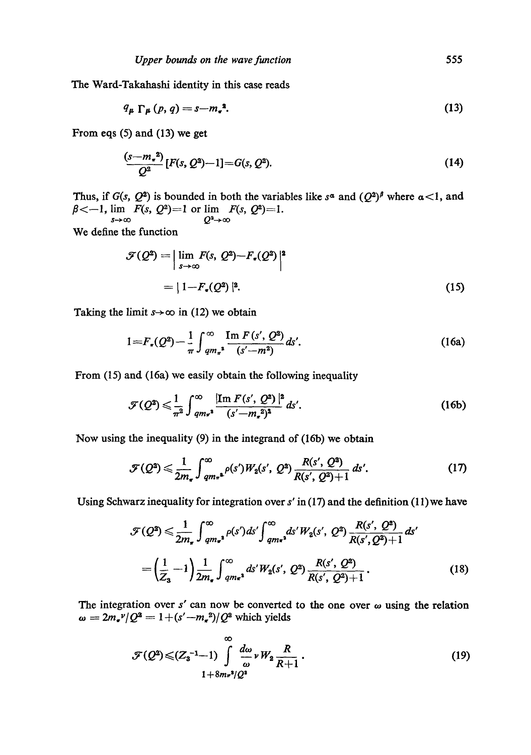The Ward-Takahashi identity in this case reads

$$q_\mu \Gamma_\mu (p, q) = s - m_\pi^2. \tag{13}$$

From eqs (5) and (13) we get

$$\frac{(s-m_\pi^2)}{Q^2} [F(s, Q^2) - 1] = G(s, Q^2). \tag{14}$$

Thus, if $G(s, Q^2)$ is bounded in both the variables like $s^\alpha$ and $(Q^2)^\beta$ where $\alpha < 1$, and $\beta < -1$, $\lim_{s\to\infty} F(s, Q^2) = 1$ or $\lim_{Q^2\to\infty} F(s, Q^2) = 1$.

We define the function

$$\begin{aligned}\mathscr{F}(Q^2) &= \left| \lim_{s\to\infty} F(s, Q^2) - F_\pi(Q^2) \right|^2 \\ &= |1 - F_\pi(Q^2)|^2.\end{aligned} \tag{15}$$

Taking the limit $s \to \infty$ in (12) we obtain

$$1 = F_\pi(Q^2) - \frac{1}{\pi} \int_{qm_\pi^2}^{\infty} \frac{\operatorname{Im} F(s', Q^2)}{(s'-m^2)} ds'. \tag{16a}$$

From (15) and (16a) we easily obtain the following inequality

$$\mathscr{F}(Q^2) \leqslant \frac{1}{\pi^2} \int_{qm_\pi^2}^{\infty} \frac{|\operatorname{Im} F(s', Q^2)|^2}{(s'-m_\pi^2)^2} ds'. \tag{16b}$$

Now using the inequality (9) in the integrand of (16b) we obtain

$$\mathscr{F}(Q^2) \leqslant \frac{1}{2m_\pi} \int_{qm_\pi^2}^{\infty} \rho(s') W_2(s', Q^2) \frac{R(s', Q^2)}{R(s', Q^2)+1} ds'. \tag{17}$$

Using Schwarz inequality for integration over $s'$ in (17) and the definition (11) we have

$$\begin{aligned}\mathscr{F}(Q^2) &\leqslant \frac{1}{2m_\pi} \int_{qm_\pi^2}^{\infty} \rho(s') ds' \int_{qm_\pi^2}^{\infty} ds' W_2(s', Q^2) \frac{R(s', Q^2)}{R(s', Q^2)+1} ds' \\ &= \left(\frac{1}{Z_3} - 1\right) \frac{1}{2m_\pi} \int_{qm_\pi^2}^{\infty} ds' W_2(s', Q^2) \frac{R(s', Q^2)}{R(s', Q^2)+1}.\end{aligned} \tag{18}$$

The integration over $s'$ can now be converted to the one over $\omega$ using the relation $\omega = 2m_\pi \nu / Q^2 = 1 + (s' - m_\pi^2)/Q^2$ which yields

$$\mathscr{F}(Q^2) \leqslant (Z_3^{-1} - 1) \int_{1+8m_\pi^2/Q^2}^{\infty} \frac{d\omega}{\omega} \nu W_2 \frac{R}{R+1}. \tag{19}$$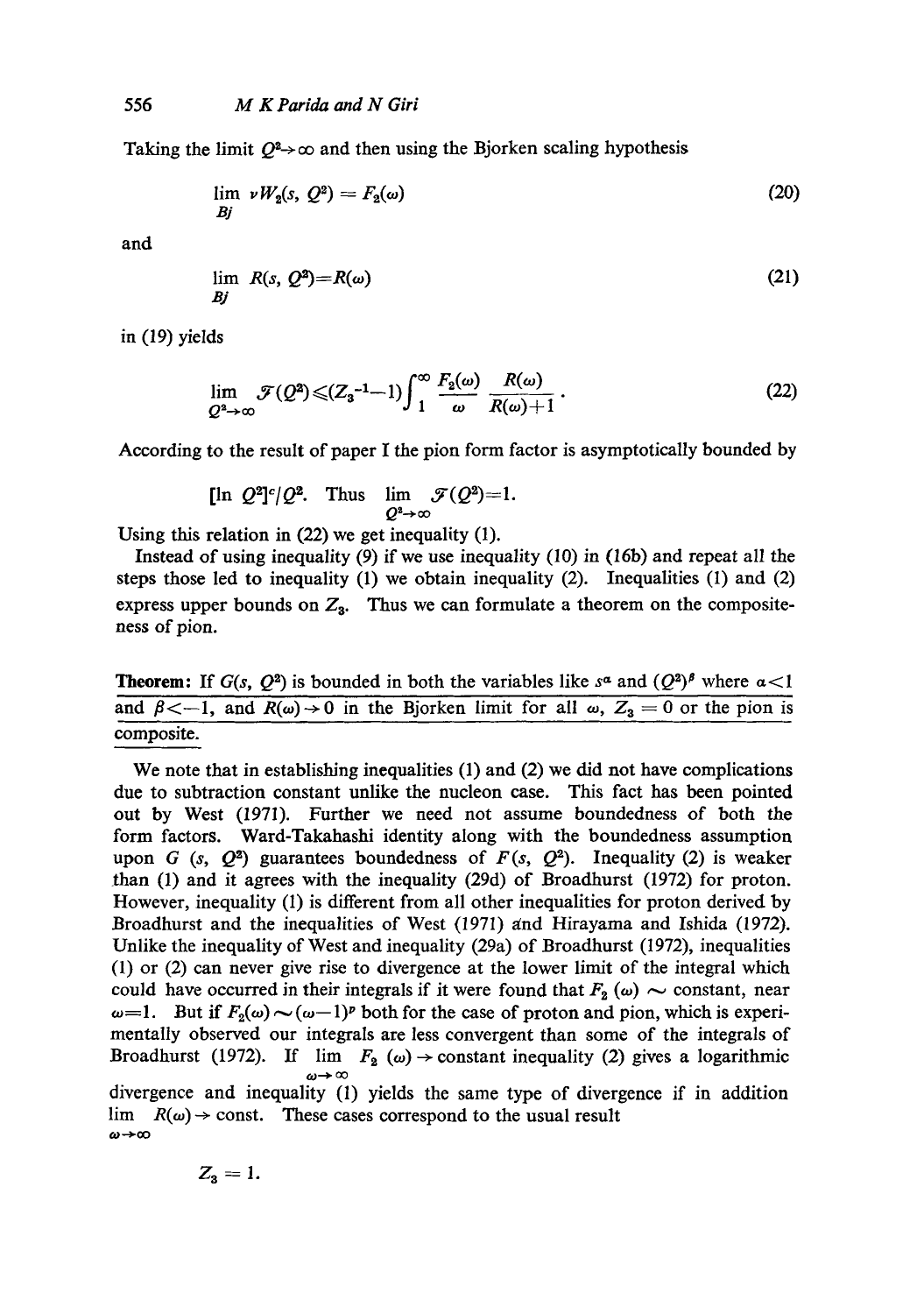Taking the limit $Q^2 \to \infty$ and then using the Bjorken scaling hypothesis

$$\lim_{Bj} \nu W_2(s, Q^2) = F_2(\omega) \tag{20}$$

and

$$\lim_{Bj} R(s, Q^2) = R(\omega) \tag{21}$$

in (19) yields

$$\lim_{Q^2 \to \infty} \mathcal{F}(Q^2) \leqslant (Z_3^{-1} - 1) \int_1^\infty \frac{F_2(\omega)}{\omega} \frac{R(\omega)}{R(\omega)+1}. \tag{22}$$

According to the result of paper I the pion form factor is asymptotically bounded by

$[\ln Q^2]^c / Q^2$. Thus $\lim_{Q^2 \to \infty} \mathcal{F}(Q^2) = 1$.

Using this relation in (22) we get inequality (1).

Instead of using inequality (9) if we use inequality (10) in (16b) and repeat all the steps those led to inequality (1) we obtain inequality (2). Inequalities (1) and (2) express upper bounds on $Z_3$. Thus we can formulate a theorem on the compositeness of pion.

**Theorem:** If $G(s, Q^2)$ is bounded in both the variables like $s^\alpha$ and $(Q^2)^\beta$ where $\alpha < 1$ and $\beta < -1$, and $R(\omega) \to 0$ in the Bjorken limit for all $\omega$, $Z_3 = 0$ or the pion is composite.

We note that in establishing inequalities (1) and (2) we did not have complications due to subtraction constant unlike the nucleon case. This fact has been pointed out by West (1971). Further we need not assume boundedness of both the form factors. Ward-Takahashi identity along with the boundedness assumption upon $G(s, Q^2)$ guarantees boundedness of $F(s, Q^2)$. Inequality (2) is weaker than (1) and it agrees with the inequality (29d) of Broadhurst (1972) for proton. However, inequality (1) is different from all other inequalities for proton derived by Broadhurst and the inequalities of West (1971) and Hirayama and Ishida (1972). Unlike the inequality of West and inequality (29a) of Broadhurst (1972), inequalities (1) or (2) can never give rise to divergence at the lower limit of the integral which could have occurred in their integrals if it were found that $F_2(\omega) \sim$ constant, near $\omega = 1$. But if $F_2(\omega) \sim (\omega - 1)^p$ both for the case of proton and pion, which is experimentally observed our integrals are less convergent than some of the integrals of Broadhurst (1972). If $\lim_{\omega \to \infty} F_2(\omega) \to$ constant inequality (2) gives a logarithmic divergence and inequality (1) yields the same type of divergence if in addition $\lim_{\omega \to \infty} R(\omega) \to$ const. These cases correspond to the usual result

$$Z_3 = 1.$$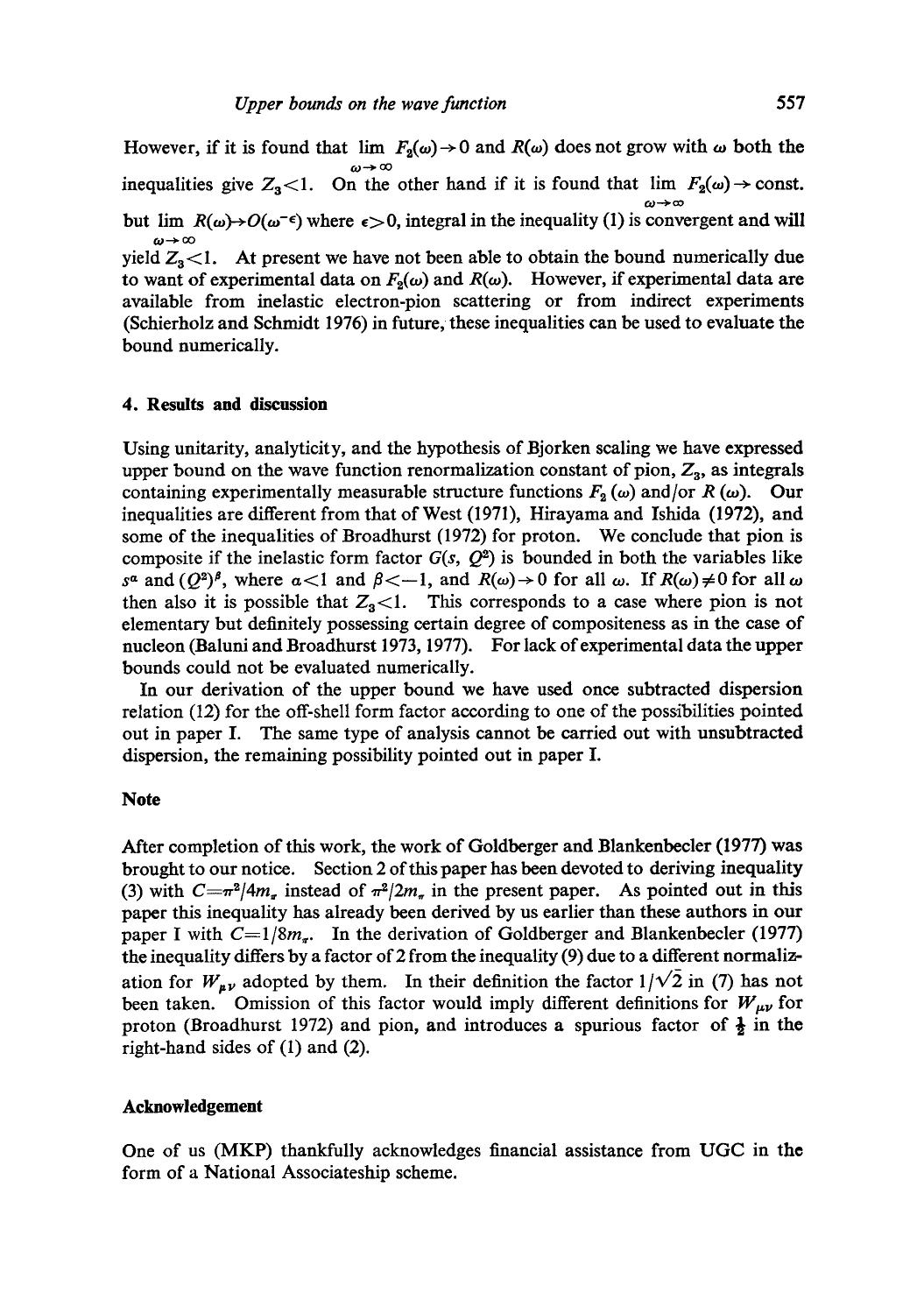However, if it is found that $\lim_{\omega \to \infty} F_2(\omega) \to 0$ and $R(\omega)$ does not grow with $\omega$ both the inequalities give $Z_3 < 1$. On the other hand if it is found that $\lim_{\omega \to \infty} F_2(\omega) \to$ const. but $\lim_{\omega \to \infty} R(\omega) \to O(\omega^{-\epsilon})$ where $\epsilon > 0$, integral in the inequality (1) is convergent and will yield $Z_3 < 1$. At present we have not been able to obtain the bound numerically due to want of experimental data on $F_2(\omega)$ and $R(\omega)$. However, if experimental data are available from inelastic electron-pion scattering or from indirect experiments (Schierholz and Schmidt 1976) in future, these inequalities can be used to evaluate the bound numerically.

## 4. Results and discussion

Using unitarity, analyticity, and the hypothesis of Bjorken scaling we have expressed upper bound on the wave function renormalization constant of pion, $Z_3$, as integrals containing experimentally measurable structure functions $F_2(\omega)$ and/or $R(\omega)$. Our inequalities are different from that of West (1971), Hirayama and Ishida (1972), and some of the inequalities of Broadhurst (1972) for proton. We conclude that pion is composite if the inelastic form factor $G(s, Q^2)$ is bounded in both the variables like $s^{\alpha}$ and $(Q^2)^{\beta}$, where $\alpha < 1$ and $\beta < -1$, and $R(\omega) \to 0$ for all $\omega$. If $R(\omega) \neq 0$ for all $\omega$ then also it is possible that $Z_3 < 1$. This corresponds to a case where pion is not elementary but definitely possessing certain degree of compositeness as in the case of nucleon (Baluni and Broadhurst 1973, 1977). For lack of experimental data the upper bounds could not be evaluated numerically.

In our derivation of the upper bound we have used once subtracted dispersion relation (12) for the off-shell form factor according to one of the possibilities pointed out in paper I. The same type of analysis cannot be carried out with unsubtracted dispersion, the remaining possibility pointed out in paper I.

## Note

After completion of this work, the work of Goldberger and Blankenbecler (1977) was brought to our notice. Section 2 of this paper has been devoted to deriving inequality (3) with $C = \pi^2/4m_\pi$ instead of $\pi^2/2m_\pi$ in the present paper. As pointed out in this paper this inequality has already been derived by us earlier than these authors in our paper I with $C = 1/8m_\pi$. In the derivation of Goldberger and Blankenbecler (1977) the inequality differs by a factor of 2 from the inequality (9) due to a different normalization for $W_{\mu\nu}$ adopted by them. In their definition the factor $1/\sqrt{2}$ in (7) has not been taken. Omission of this factor would imply different definitions for $W_{\mu\nu}$ for proton (Broadhurst 1972) and pion, and introduces a spurious factor of $\frac{1}{2}$ in the right-hand sides of (1) and (2).

## Acknowledgement

One of us (MKP) thankfully acknowledges financial assistance from UGC in the form of a National Associateship scheme.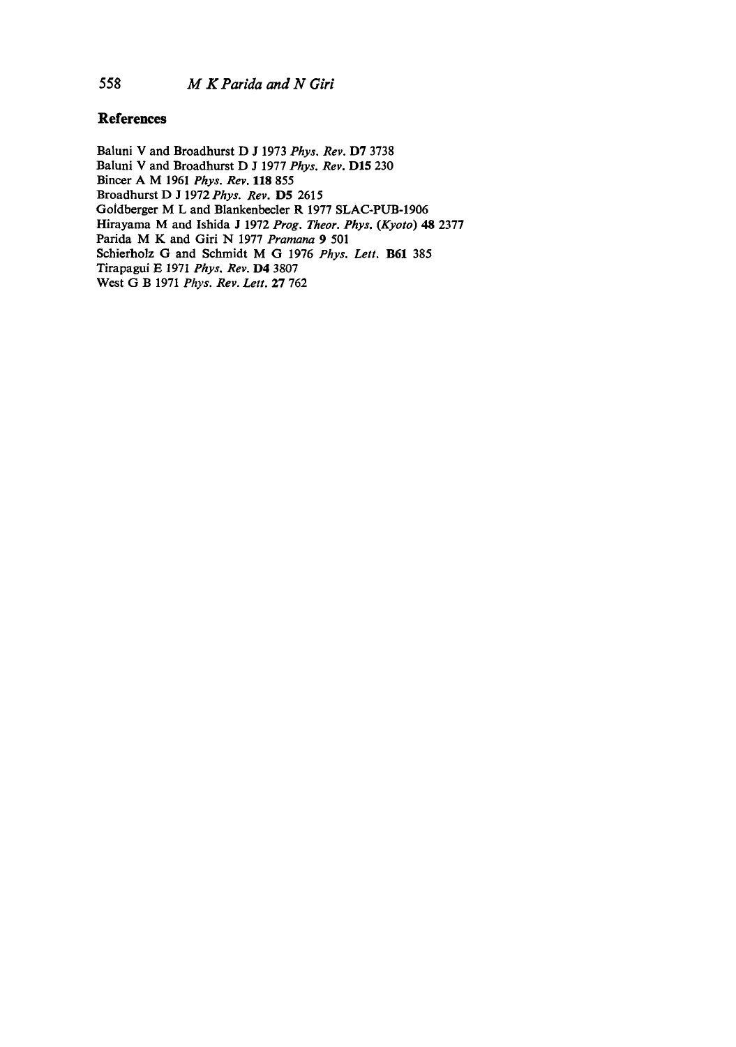## References

Baluni V and Broadhurst D J 1973 *Phys. Rev.* **D7** 3738
Baluni V and Broadhurst D J 1977 *Phys. Rev.* **D15** 230
Bincer A M 1961 *Phys. Rev.* **118** 855
Broadhurst D J 1972 *Phys. Rev.* **D5** 2615
Goldberger M L and Blankenbecler R 1977 SLAC-PUB-1906
Hirayama M and Ishida J 1972 *Prog. Theor. Phys. (Kyoto)* **48** 2377
Parida M K and Giri N 1977 *Pramana* **9** 501
Schierholz G and Schmidt M G 1976 *Phys. Lett.* **B61** 385
Tirapagui E 1971 *Phys. Rev.* **D4** 3807
West G B 1971 *Phys. Rev. Lett.* **27** 762